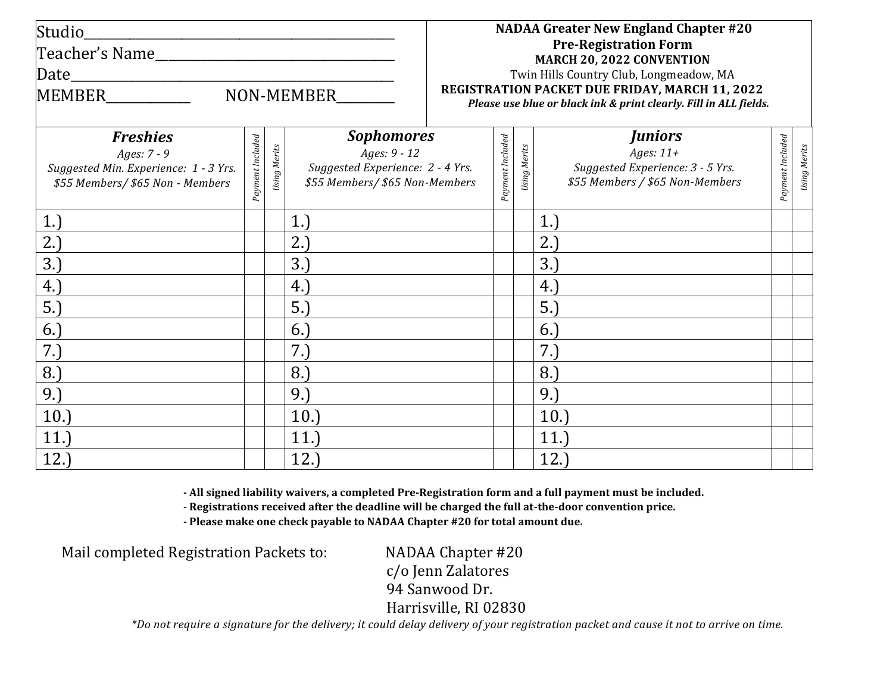Studio______________________________________________
Teacher's Name___________________________________
Date________________________________________________
MEMBER_____________ NON-MEMBER_________

**NADAA Greater New England Chapter #20**
**Pre-Registration Form**
**MARCH 20, 2022 CONVENTION**
Twin Hills Country Club, Longmeadow, MA
**REGISTRATION PACKET DUE FRIDAY, MARCH 11, 2022**
***Please use blue or black ink & print clearly. Fill in ALL fields.***

| ***Freshies*** *Ages: 7 - 9* *Suggested Min. Experience: 1 - 3 Yrs.* *$55 Members/ $65 Non - Members* | *Payment Included* | *Using Merits* | ***Sophomores*** *Ages: 9 - 12* *Suggested Experience: 2 - 4 Yrs.* *$55 Members/ $65 Non-Members* | *Payment Included* | *Using Merits* | ***Juniors*** *Ages: 11+* *Suggested Experience: 3 - 5 Yrs.* *$55 Members / $65 Non-Members* | *Payment Included* | *Using Merits* |
|---|---|---|---|---|---|---|---|---|
| 1.) | | | 1.) | | | 1.) | | |
| 2.) | | | 2.) | | | 2.) | | |
| 3.) | | | 3.) | | | 3.) | | |
| 4.) | | | 4.) | | | 4.) | | |
| 5.) | | | 5.) | | | 5.) | | |
| 6.) | | | 6.) | | | 6.) | | |
| 7.) | | | 7.) | | | 7.) | | |
| 8.) | | | 8.) | | | 8.) | | |
| 9.) | | | 9.) | | | 9.) | | |
| 10.) | | | 10.) | | | 10.) | | |
| 11.) | | | 11.) | | | 11.) | | |
| 12.) | | | 12.) | | | 12.) | | |

**- All signed liability waivers, a completed Pre-Registration form and a full payment must be included.**
**- Registrations received after the deadline will be charged the full at-the-door convention price.**
**- Please make one check payable to NADAA Chapter #20 for total amount due.**

Mail completed Registration Packets to:

NADAA Chapter #20
c/o Jenn Zalatores
94 Sanwood Dr.
Harrisville, RI 02830

*\*Do not require a signature for the delivery; it could delay delivery of your registration packet and cause it not to arrive on time.*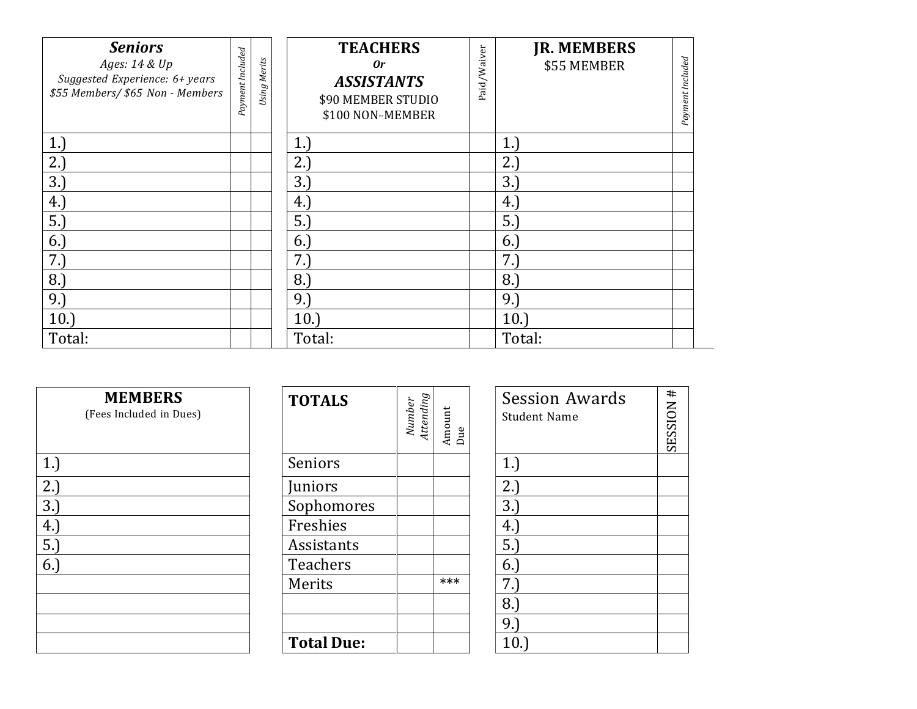| ***Seniors*** *Ages: 14 & Up* *Suggested Experience: 6+ years* *$55 Members/ $65 Non - Members* | *Payment Included* | *Using Merits* |
|---|---|---|
| 1.) | | |
| 2.) | | |
| 3.) | | |
| 4.) | | |
| 5.) | | |
| 6.) | | |
| 7.) | | |
| 8.) | | |
| 9.) | | |
| 10.) | | |
| Total: | | |

| **TEACHERS** ***Or*** ***ASSISTANTS*** $90 MEMBER STUDIO $100 NON--MEMBER | Paid/Waiver |
|---|---|
| 1.) | |
| 2.) | |
| 3.) | |
| 4.) | |
| 5.) | |
| 6.) | |
| 7.) | |
| 8.) | |
| 9.) | |
| 10.) | |
| Total: | |

| **JR. MEMBERS** $55 MEMBER | *Payment Included* |
|---|---|
| 1.) | |
| 2.) | |
| 3.) | |
| 4.) | |
| 5.) | |
| 6.) | |
| 7.) | |
| 8.) | |
| 9.) | |
| 10.) | |
| Total: | |

| **MEMBERS** (Fees Included in Dues) |
|---|
| 1.) |
| 2.) |
| 3.) |
| 4.) |
| 5.) |
| 6.) |
| |
| |
| |
| |

| **TOTALS** | *Number Attending* | Amount Due |
|---|---|---|
| Seniors | | |
| Juniors | | |
| Sophomores | | |
| Freshies | | |
| Assistants | | |
| Teachers | | |
| Merits | | *** |
| | | |
| | | |
| **Total Due:** | | |

| Session Awards Student Name | SESSION # |
|---|---|
| 1.) | |
| 2.) | |
| 3.) | |
| 4.) | |
| 5.) | |
| 6.) | |
| 7.) | |
| 8.) | |
| 9.) | |
| 10.) | |